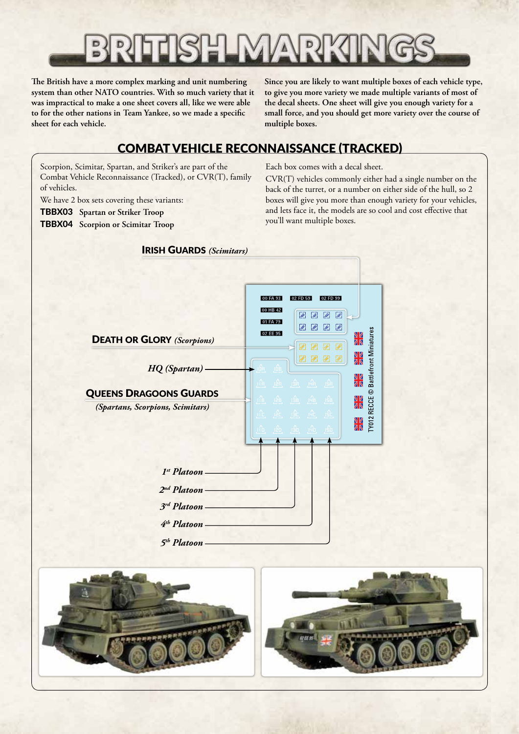# BRITISH MARKINGS

**The British have a more complex marking and unit numbering system than other NATO countries. With so much variety that it was impractical to make a one sheet covers all, like we were able to for the other nations in Team Yankee, so we made a specific sheet for each vehicle.**

**Since you are likely to want multiple boxes of each vehicle type, to give you more variety we made multiple variants of most of the decal sheets. One sheet will give you enough variety for a small force, and you should get more variety over the course of multiple boxes.**

## COMBAT VEHICLE RECONNAISSANCE (TRACKED)

Scorpion, Scimitar, Spartan, and Striker's are part of the Combat Vehicle Reconnaissance (Tracked), or CVR(T), family of vehicles.

We have 2 box sets covering these variants:

**TBBX03** Spartan or Striker Troop
**TBBX04** Scorpion or Scimitar Troop

Each box comes with a decal sheet.

CVR(T) vehicles commonly either had a single number on the back of the turret, or a number on either side of the hull, so 2 boxes will give you more than enough variety for your vehicles, and lets face it, the models are so cool and cost effective that you'll want multiple boxes.

**IRISH GUARDS** *(Scimitars)*

**DEATH OR GLORY** *(Scorpions)*

*HQ (Spartan)*

**QUEENS DRAGOONS GUARDS**
*(Spartans, Scorpions, Scimitars)*

00 FA 93 | 02 FD 59 | 02 FD 99 | 00 HB 42 | 01 FA 79 | 02 EE 95

TY012 RECCE © Battlefront Miniatures

*1st Platoon*
*2nd Platoon*
*3rd Platoon*
*4th Platoon*
*5th Platoon*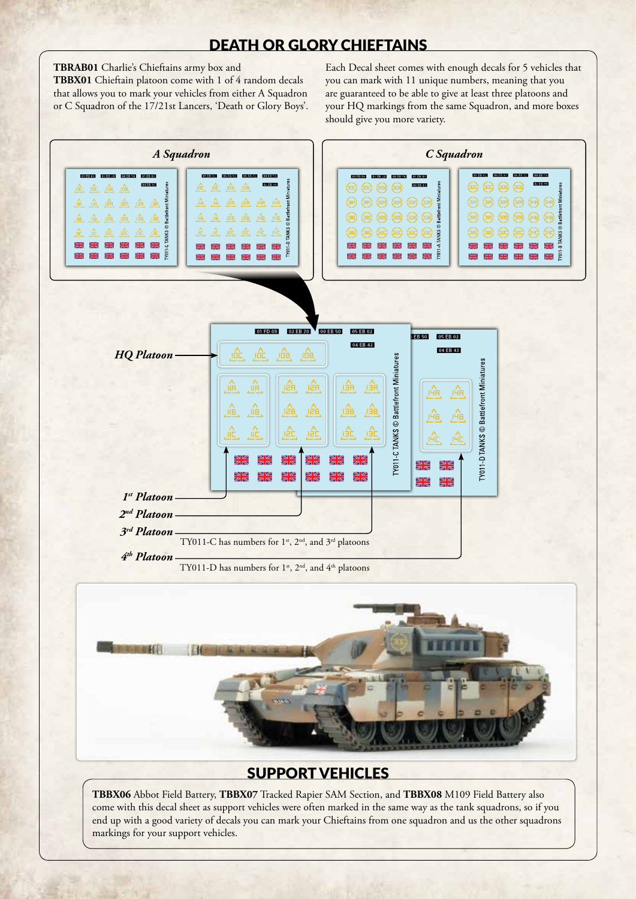## DEATH OR GLORY CHIEFTAINS

**TBRAB01** Charlie's Chieftains army box and **TBBX01** Chieftain platoon come with 1 of 4 random decals that allows you to mark your vehicles from either A Squadron or C Squadron of the 17/21st Lancers, 'Death or Glory Boys'.

Each Decal sheet comes with enough decals for 5 vehicles that you can mark with 11 unique numbers, meaning that you are guaranteed to be able to give at least three platoons and your HQ markings from the same Squadron, and more boxes should give you more variety.

*A Squadron*

*C Squadron*

*HQ Platoon*

*1st Platoon*

*2nd Platoon*

*3rd Platoon*

TY011-C has numbers for 1st, 2nd, and 3rd platoons

*4th Platoon*

TY011-D has numbers for 1st, 2nd, and 4th platoons

## SUPPORT VEHICLES

**TBBX06** Abbot Field Battery, **TBBX07** Tracked Rapier SAM Section, and **TBBX08** M109 Field Battery also come with this decal sheet as support vehicles were often marked in the same way as the tank squadrons, so if you end up with a good variety of decals you can mark your Chieftains from one squadron and us the other squadrons markings for your support vehicles.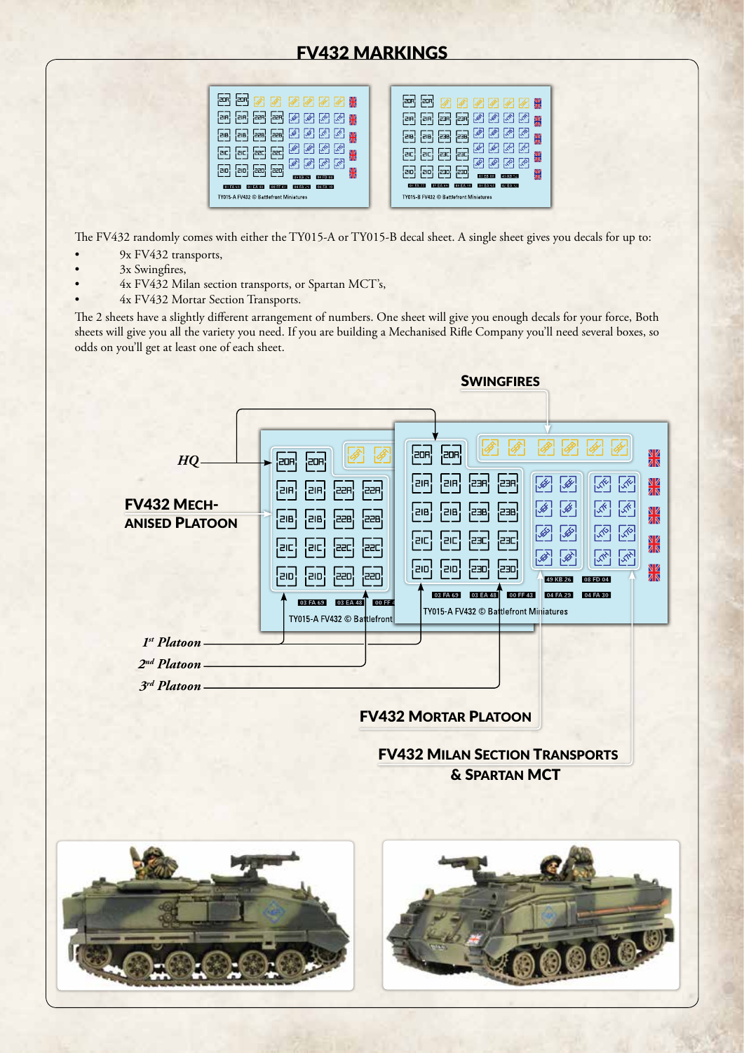## FV432 MARKINGS

The FV432 randomly comes with either the TY015-A or TY015-B decal sheet. A single sheet gives you decals for up to:

- 9x FV432 transports,
- 3x Swingfires,
- 4x FV432 Milan section transports, or Spartan MCT's,
- 4x FV432 Mortar Section Transports.

The 2 sheets have a slightly different arrangement of numbers. One sheet will give you enough decals for your force, Both sheets will give you all the variety you need. If you are building a Mechanised Rifle Company you'll need several boxes, so odds on you'll get at least one of each sheet.

**SWINGFIRES**

*HQ*

**FV432 MECHANISED PLATOON**

*1st Platoon*

*2nd Platoon*

*3rd Platoon*

**FV432 MORTAR PLATOON**

**FV432 MILAN SECTION TRANSPORTS & SPARTAN MCT**